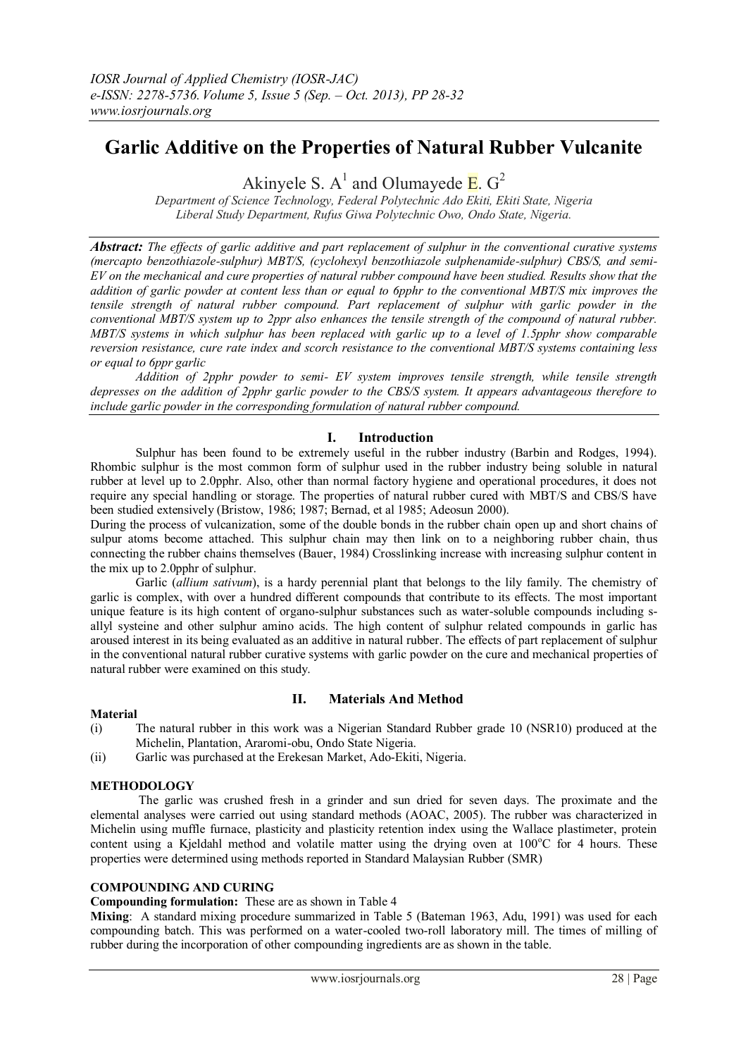# Garlic Additive on the Properties of Natural Rubber Vulcanite

Akinyele S. A[1] and Olumayede E. G[2]

*Department of Science Technology, Federal Polytechnic Ado Ekiti, Ekiti State, Nigeria*
*Liberal Study Department, Rufus Giwa Polytechnic Owo, Ondo State, Nigeria.*

***Abstract:*** *The effects of garlic additive and part replacement of sulphur in the conventional curative systems (mercapto benzothiazole-sulphur) MBT/S, (cyclohexyl benzothiazole sulphenamide-sulphur) CBS/S, and semi-EV on the mechanical and cure properties of natural rubber compound have been studied. Results show that the addition of garlic powder at content less than or equal to 6pphr to the conventional MBT/S mix improves the tensile strength of natural rubber compound. Part replacement of sulphur with garlic powder in the conventional MBT/S system up to 2ppr also enhances the tensile strength of the compound of natural rubber. MBT/S systems in which sulphur has been replaced with garlic up to a level of 1.5pphr show comparable reversion resistance, cure rate index and scorch resistance to the conventional MBT/S systems containing less or equal to 6ppr garlic*

*Addition of 2pphr powder to semi- EV system improves tensile strength, while tensile strength depresses on the addition of 2pphr garlic powder to the CBS/S system. It appears advantageous therefore to include garlic powder in the corresponding formulation of natural rubber compound.*

## I. Introduction

Sulphur has been found to be extremely useful in the rubber industry (Barbin and Rodges, 1994). Rhombic sulphur is the most common form of sulphur used in the rubber industry being soluble in natural rubber at level up to 2.0pphr. Also, other than normal factory hygiene and operational procedures, it does not require any special handling or storage. The properties of natural rubber cured with MBT/S and CBS/S have been studied extensively (Bristow, 1986; 1987; Bernad, et al 1985; Adeosun 2000).

During the process of vulcanization, some of the double bonds in the rubber chain open up and short chains of sulpur atoms become attached. This sulphur chain may then link on to a neighboring rubber chain, thus connecting the rubber chains themselves (Bauer, 1984) Crosslinking increase with increasing sulphur content in the mix up to 2.0pphr of sulphur.

Garlic (*allium sativum*), is a hardy perennial plant that belongs to the lily family. The chemistry of garlic is complex, with over a hundred different compounds that contribute to its effects. The most important unique feature is its high content of organo-sulphur substances such as water-soluble compounds including s-allyl systeine and other sulphur amino acids. The high content of sulphur related compounds in garlic has aroused interest in its being evaluated as an additive in natural rubber. The effects of part replacement of sulphur in the conventional natural rubber curative systems with garlic powder on the cure and mechanical properties of natural rubber were examined on this study.

## II. Materials And Method

**Material**

(i) The natural rubber in this work was a Nigerian Standard Rubber grade 10 (NSR10) produced at the Michelin, Plantation, Araromi-obu, Ondo State Nigeria.

(ii) Garlic was purchased at the Erekesan Market, Ado-Ekiti, Nigeria.

**METHODOLOGY**

The garlic was crushed fresh in a grinder and sun dried for seven days. The proximate and the elemental analyses were carried out using standard methods (AOAC, 2005). The rubber was characterized in Michelin using muffle furnace, plasticity and plasticity retention index using the Wallace plastimeter, protein content using a Kjeldahl method and volatile matter using the drying oven at 100$^{o}$C for 4 hours. These properties were determined using methods reported in Standard Malaysian Rubber (SMR)

**COMPOUNDING AND CURING**

**Compounding formulation:** These are as shown in Table 4

**Mixing**: A standard mixing procedure summarized in Table 5 (Bateman 1963, Adu, 1991) was used for each compounding batch. This was performed on a water-cooled two-roll laboratory mill. The times of milling of rubber during the incorporation of other compounding ingredients are as shown in the table.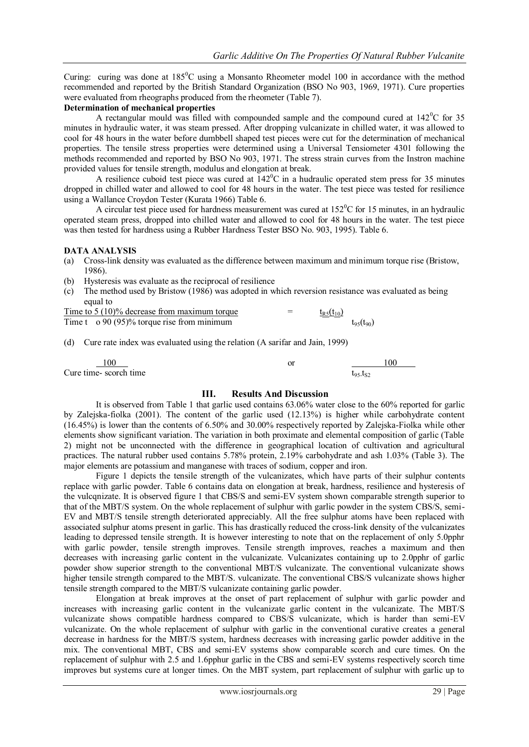Curing: curing was done at 185$^0$C using a Monsanto Rheometer model 100 in accordance with the method recommended and reported by the British Standard Organization (BSO No 903, 1969, 1971). Cure properties were evaluated from rheographs produced from the rheometer (Table 7).

**Determination of mechanical properties**

A rectangular mould was filled with compounded sample and the compound cured at 142$^0$C for 35 minutes in hydraulic water, it was steam pressed. After dropping vulcanizate in chilled water, it was allowed to cool for 48 hours in the water before dumbbell shaped test pieces were cut for the determination of mechanical properties. The tensile stress properties were determined using a Universal Tensiometer 4301 following the methods recommended and reported by BSO No 903, 1971. The stress strain curves from the Instron machine provided values for tensile strength, modulus and elongation at break.

A resilience cuboid test piece was cured at 142$^0$C in a hudraulic operated stem press for 35 minutes dropped in chilled water and allowed to cool for 48 hours in the water. The test piece was tested for resilience using a Wallance Croydon Tester (Kurata 1966) Table 6.

A circular test piece used for hardness measurement was cured at 152$^0$C for 15 minutes, in an hydraulic operated steam press, dropped into chilled water and allowed to cool for 48 hours in the water. The test piece was then tested for hardness using a Rubber Hardness Tester BSO No. 903, 1995). Table 6.

**DATA ANALYSIS**

(a) Cross-link density was evaluated as the difference between maximum and minimum torque rise (Bristow, 1986).

(b) Hysteresis was evaluate as the reciprocal of resilience

(c) The method used by Bristow (1986) was adopted in which reversion resistance was evaluated as being equal to

$$\frac{\text{Time to 5 (10)\% decrease from maximum torque}}{\text{Time to 90 (95)\% torque rise from minimum}} = \frac{t_{R5}(t_{10})}{t_{95}(t_{90})}$$

(d) Cure rate index was evaluated using the relation (A sarifar and Jain, 1999)

$$\frac{100}{\text{Cure time- scorch time}} \quad \text{or} \quad \frac{100}{t_{95}\text{-}t_{S2}}$$

## III. Results And Discussion

It is observed from Table 1 that garlic used contains 63.06% water close to the 60% reported for garlic by Zalejska-fiolka (2001). The content of the garlic used (12.13%) is higher while carbohydrate content (16.45%) is lower than the contents of 6.50% and 30.00% respectively reported by Zalejska-Fiolka while other elements show significant variation. The variation in both proximate and elemental composition of garlic (Table 2) might not be unconnected with the difference in geographical location of cultivation and agricultural practices. The natural rubber used contains 5.78% protein, 2.19% carbohydrate and ash 1.03% (Table 3). The major elements are potassium and manganese with traces of sodium, copper and iron.

Figure 1 depicts the tensile strength of the vulcanizates, which have parts of their sulphur contents replace with garlic powder. Table 6 contains data on elongation at break, hardness, resilience and hysteresis of the vulcqnizate. It is observed figure 1 that CBS/S and semi-EV system shown comparable strength superior to that of the MBT/S system. On the whole replacement of sulphur with garlic powder in the system CBS/S, semi-EV and MBT/S tensile strength deteriorated appreciably. All the free sulphur atoms have been replaced with associated sulphur atoms present in garlic. This has drastically reduced the cross-link density of the vulcanizates leading to depressed tensile strength. It is however interesting to note that on the replacement of only 5.0pphr with garlic powder, tensile strength improves. Tensile strength improves, reaches a maximum and then decreases with increasing garlic content in the vulcanizate. Vulcanizates containing up to 2.0pphr of garlic powder show superior strength to the conventional MBT/S vulcanizate. The conventional vulcanizate shows higher tensile strength compared to the MBT/S. vulcanizate. The conventional CBS/S vulcanizate shows higher tensile strength compared to the MBT/S vulcanizate containing garlic powder.

Elongation at break improves at the onset of part replacement of sulphur with garlic powder and increases with increasing garlic content in the vulcanizate garlic content in the vulcanizate. The MBT/S vulcanizate shows compatible hardness compared to CBS/S vulcanizate, which is harder than semi-EV vulcanizate. On the whole replacement of sulphur with garlic in the conventional curative creates a general decrease in hardness for the MBT/S system, hardness decreases with increasing garlic powder additive in the mix. The conventional MBT, CBS and semi-EV systems show comparable scorch and cure times. On the replacement of sulphur with 2.5 and 1.6pphur garlic in the CBS and semi-EV systems respectively scorch time improves but systems cure at longer times. On the MBT system, part replacement of sulphur with garlic up to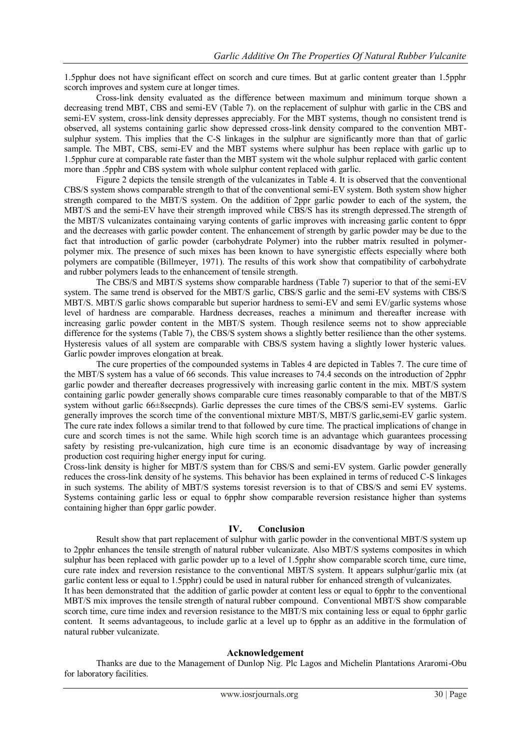1.5pphur does not have significant effect on scorch and cure times. But at garlic content greater than 1.5pphr scorch improves and system cure at longer times.

Cross-link density evaluated as the difference between maximum and minimum torque shown a decreasing trend MBT, CBS and semi-EV (Table 7). on the replacement of sulphur with garlic in the CBS and semi-EV system, cross-link density depresses appreciably. For the MBT systems, though no consistent trend is observed, all systems containing garlic show depressed cross-link density compared to the convention MBT-sulphur system. This implies that the C-S linkages in the sulphur are significantly more than that of garlic sample. The MBT, CBS, semi-EV and the MBT systems where sulphur has been replace with garlic up to 1.5pphur cure at comparable rate faster than the MBT system wit the whole sulphur replaced with garlic content more than .5pphr and CBS system with whole sulphur content replaced with garlic.

Figure 2 depicts the tensile strength of the vulcanizates in Table 4. It is observed that the conventional CBS/S system shows comparable strength to that of the conventional semi-EV system. Both system show higher strength compared to the MBT/S system. On the addition of 2ppr garlic powder to each of the system, the MBT/S and the semi-EV have their strength improved while CBS/S has its strength depressed.The strength of the MBT/S vulcanizates containaing varying contents of garlic improves with increasing garlic content to 6ppr and the decreases with garlic powder content. The enhancement of strength by garlic powder may be due to the fact that introduction of garlic powder (carbohydrate Polymer) into the rubber matrix resulted in polymer-polymer mix. The presence of such mixes has been known to have synergistic effects especially where both polymers are compatible (Billmeyer, 1971). The results of this work show that compatibility of carbohydrate and rubber polymers leads to the enhancement of tensile strength.

The CBS/S and MBT/S systems show comparable hardness (Table 7) superior to that of the semi-EV system. The same trend is observed for the MBT/S garlic, CBS/S garlic and the semi-EV systems with CBS/S MBT/S. MBT/S garlic shows comparable but superior hardness to semi-EV and semi EV/garlic systems whose level of hardness are comparable. Hardness decreases, reaches a minimum and thereafter increase with increasing garlic powder content in the MBT/S system. Though resilence seems not to show appreciable difference for the systems (Table 7), the CBS/S system shows a slightly better resilience than the other systems. Hysteresis values of all system are comparable with CBS/S system having a slightly lower hysteric values. Garlic powder improves elongation at break.

The cure properties of the compounded systems in Tables 4 are depicted in Tables 7. The cure time of the MBT/S system has a value of 66 seconds. This value increases to 74.4 seconds on the introduction of 2pphr garlic powder and thereafter decreases progressively with increasing garlic content in the mix. MBT/S system containing garlic powder generally shows comparable cure times reasonably comparable to that of the MBT/S system without garlic 66±8secpnds). Garlic depresses the cure times of the CBS/S semi-EV systems. Garlic generally improves the scorch time of the conventional mixture MBT/S, MBT/S garlic,semi-EV garlic system. The cure rate index follows a similar trend to that followed by cure time. The practical implications of change in cure and scorch times is not the same. While high scorch time is an advantage which guarantees processing safety by resisting pre-vulcanization, high cure time is an economic disadvantage by way of increasing production cost requiring higher energy input for curing.

Cross-link density is higher for MBT/S system than for CBS/S and semi-EV system. Garlic powder generally reduces the cross-link density of he systems. This behavior has been explained in terms of reduced C-S linkages in such systems. The ability of MBT/S systems toresist reversion is to that of CBS/S and semi EV systems. Systems containing garlic less or equal to 6pphr show comparable reversion resistance higher than systems containing higher than 6ppr garlic powder.

## IV. Conclusion

Result show that part replacement of sulphur with garlic powder in the conventional MBT/S system up to 2pphr enhances the tensile strength of natural rubber vulcanizate. Also MBT/S systems composites in which sulphur has been replaced with garlic powder up to a level of 1.5pphr show comparable scorch time, cure time, cure rate index and reversion resistance to the conventional MBT/S system. It appears sulphur/garlic mix (at garlic content less or equal to 1.5pphr) could be used in natural rubber for enhanced strength of vulcanizates.

It has been demonstrated that the addition of garlic powder at content less or equal to 6pphr to the conventional MBT/S mix improves the tensile strength of natural rubber compound. Conventional MBT/S show comparable scorch time, cure time index and reversion resistance to the MBT/S mix containing less or equal to 6pphr garlic content. It seems advantageous, to include garlic at a level up to 6pphr as an additive in the formulation of natural rubber vulcanizate.

## Acknowledgement

Thanks are due to the Management of Dunlop Nig. Plc Lagos and Michelin Plantations Araromi-Obu for laboratory facilities.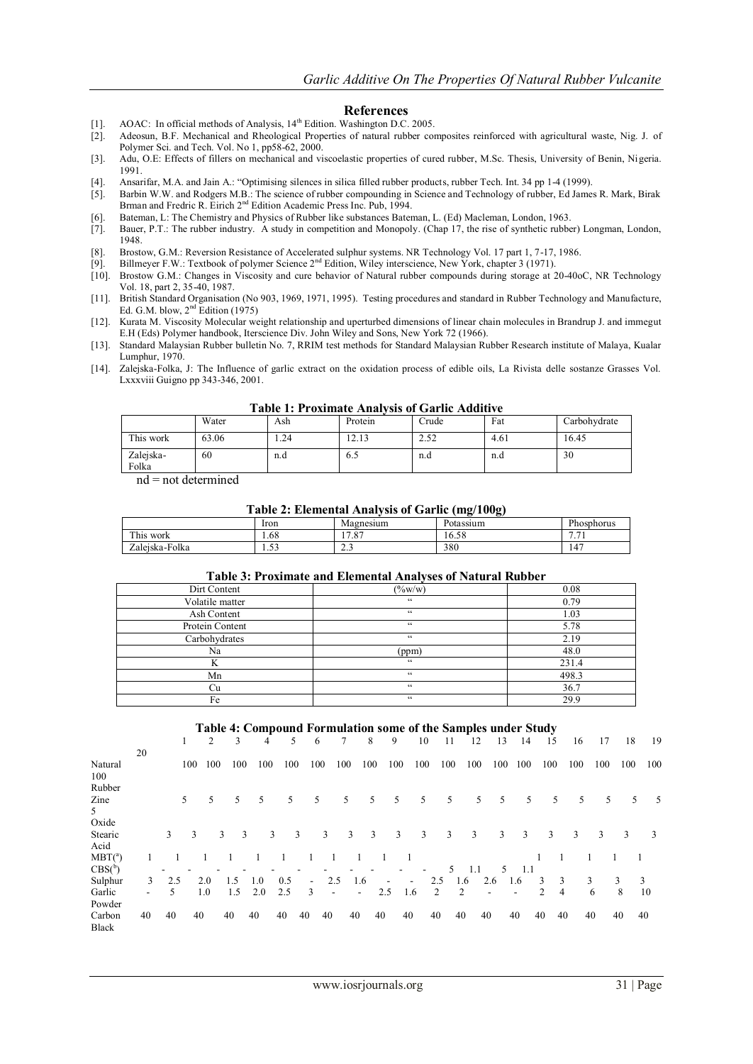## References

[1]. AOAC: In official methods of Analysis, 14th Edition. Washington D.C. 2005.

[2]. Adeosun, B.F. Mechanical and Rheological Properties of natural rubber composites reinforced with agricultural waste, Nig. J. of Polymer Sci. and Tech. Vol. No 1, pp58-62, 2000.

[3]. Adu, O.E: Effects of fillers on mechanical and viscoelastic properties of cured rubber, M.Sc. Thesis, University of Benin, Nigeria. 1991.

[4]. Ansarifar, M.A. and Jain A.: "Optimising silences in silica filled rubber products, rubber Tech. Int. 34 pp 1-4 (1999).

[5]. Barbin W.W. and Rodgers M.B.: The science of rubber compounding in Science and Technology of rubber, Ed James R. Mark, Birak Brman and Fredric R. Eirich 2nd Edition Academic Press Inc. Pub, 1994.

[6]. Bateman, L: The Chemistry and Physics of Rubber like substances Bateman, L. (Ed) Macleman, London, 1963.

[7]. Bauer, P.T.: The rubber industry. A study in competition and Monopoly. (Chap 17, the rise of synthetic rubber) Longman, London, 1948.

[8]. Brostow, G.M.: Reversion Resistance of Accelerated sulphur systems. NR Technology Vol. 17 part 1, 7-17, 1986.

[9]. Billmeyer F.W.: Textbook of polymer Science 2nd Edition, Wiley interscience, New York, chapter 3 (1971).

[10]. Brostow G.M.: Changes in Viscosity and cure behavior of Natural rubber compounds during storage at 20-40oC, NR Technology Vol. 18, part 2, 35-40, 1987.

[11]. British Standard Organisation (No 903, 1969, 1971, 1995). Testing procedures and standard in Rubber Technology and Manufacture, Ed. G.M. blow, 2nd Edition (1975)

[12]. Kurata M. Viscosity Molecular weight relationship and uperturbed dimensions of linear chain molecules in Brandrup J. and immegut E.H (Eds) Polymer handbook, Iterscience Div. John Wiley and Sons, New York 72 (1966).

[13]. Standard Malaysian Rubber bulletin No. 7, RRIM test methods for Standard Malaysian Rubber Research institute of Malaya, Kualar Lumphur, 1970.

[14]. Zalejska-Folka, J: The Influence of garlic extract on the oxidation process of edible oils, La Rivista delle sostanze Grasses Vol. Lxxxviii Guigno pp 343-346, 2001.

**Table 1: Proximate Analysis of Garlic Additive**

| | Water | Ash | Protein | Crude | Fat | Carbohydrate |
|---|---|---|---|---|---|---|
| This work | 63.06 | 1.24 | 12.13 | 2.52 | 4.61 | 16.45 |
| Zalejska-Folka | 60 | n.d | 6.5 | n.d | n.d | 30 |

nd = not determined

**Table 2: Elemental Analysis of Garlic (mg/100g)**

| | Iron | Magnesium | Potassium | Phosphorus |
|---|---|---|---|---|
| This work | 1.68 | 17.87 | 16.58 | 7.71 |
| Zalejska-Folka | 1.53 | 2.3 | 380 | 147 |

**Table 3: Proximate and Elemental Analyses of Natural Rubber**

| | | |
|---|---|---|
| Dirt Content | (%w/w) | 0.08 |
| Volatile matter | " | 0.79 |
| Ash Content | " | 1.03 |
| Protein Content | " | 5.78 |
| Carbohydrates | " | 2.19 |
| Na | (ppm) | 48.0 |
| K | " | 231.4 |
| Mn | " | 498.3 |
| Cu | " | 36.7 |
| Fe | " | 29.9 |

**Table 4: Compound Formulation some of the Samples under Study**

| | 1 | 2 | 3 | 4 | 5 | 6 | 7 | 8 | 9 | 10 | 11 | 12 | 13 | 14 | 15 | 16 | 17 | 18 | 19 | 20 |
|---|---|---|---|---|---|---|---|---|---|---|---|---|---|---|---|---|---|---|---|---|
| Natural Rubber | 100 | 100 | 100 | 100 | 100 | 100 | 100 | 100 | 100 | 100 | 100 | 100 | 100 | 100 | 100 | 100 | 100 | 100 | 100 | 100 |
| Zine Oxide | 5 | 5 | 5 | 5 | 5 | 5 | 5 | 5 | 5 | 5 | 5 | 5 | 5 | 5 | 5 | 5 | 5 | 5 | 5 | 5 |
| Stearic Acid | | 3 | 3 | 3 | 3 | 3 | 3 | 3 | 3 | 3 | 3 | 3 | 3 | 3 | 3 | 3 | 3 | 3 | 3 | 3 |
| MBT([a]) | 1 | 1 | 1 | 1 | 1 | 1 | 1 | 1 | 1 | 1 | 1 | | | | | 1 | 1 | 1 | 1 | 1 |
| CBS([b]) | | - | - | - | - | - | - | - | - | - | - | - | 5 | 1.1 | 5 | 1.1 | | | | |
| Sulphur | 3 | 2.5 | 2.0 | 1.5 | 1.0 | 0.5 | - | 2.5 | 1.6 | - | - | 2.5 | 1.6 | 2.6 | 1.6 | 3 | 3 | 3 | 3 | 3 |
| Garlic Powder | - | 5 | 1.0 | 1.5 | 2.0 | 2.5 | 3 | - | - | 2.5 | 1.6 | 2 | 2 | - | - | 2 | 4 | 6 | 8 | 10 |
| Carbon Black | 40 | 40 | 40 | 40 | 40 | 40 | 40 | 40 | 40 | 40 | 40 | 40 | 40 | 40 | 40 | 40 | 40 | 40 | 40 | 40 |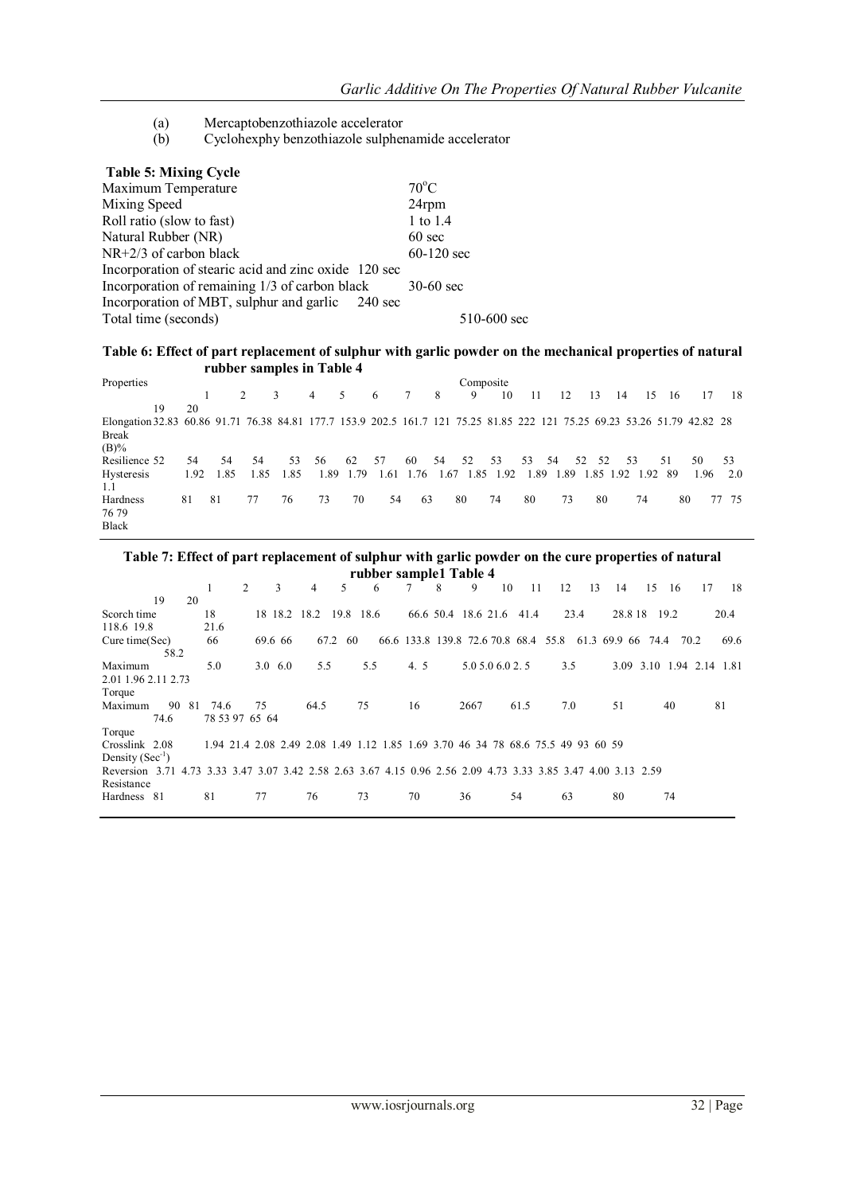(a) Mercaptobenzothiazole accelerator
(b) Cyclohexphy benzothiazole sulphenamide accelerator

**Table 5: Mixing Cycle**

| | |
|---|---|
| Maximum Temperature | $70^{o}C$ |
| Mixing Speed | 24rpm |
| Roll ratio (slow to fast) | 1 to 1.4 |
| Natural Rubber (NR) | 60 sec |
| NR+2/3 of carbon black | 60-120 sec |
| Incorporation of stearic acid and zinc oxide | 120 sec |
| Incorporation of remaining 1/3 of carbon black | 30-60 sec |
| Incorporation of MBT, sulphur and garlic | 240 sec |
| Total time (seconds) | 510-600 sec |

**Table 6: Effect of part replacement of sulphur with garlic powder on the mechanical properties of natural rubber samples in Table 4**

| Properties | Composite | | | | | | | | | | | | | | | | | | | |
|---|---|---|---|---|---|---|---|---|---|---|---|---|---|---|---|---|---|---|---|---|
| | 1 | 2 | 3 | 4 | 5 | 6 | 7 | 8 | 9 | 10 | 11 | 12 | 13 | 14 | 15 | 16 | 17 | 18 | 19 | 20 |
| Elongation Break (B)% | 32.83 | 60.86 | 91.71 | 76.38 | 84.81 | 177.7 | 153.9 | 202.5 | 161.7 | 121 | 75.25 | 81.85 | 222 | 121 | 75.25 | 69.23 | 53.26 | 51.79 | 42.82 | 28 |
| Resilience | 52 | 54 | 54 | 54 | 53 | 56 | 62 | 57 | 60 | 54 | 52 | 53 | 53 | 54 | 52 | 52 | 53 | 51 | 50 | 53 |
| Hysteresis | 1.92 | 1.85 | 1.85 | 1.85 | 1.89 | 1.79 | 1.61 | 1.76 | 1.67 | 1.85 | 1.92 | 1.89 | 1.89 | 1.85 | 1.92 | 1.92 | 89 | 1.96 | 2.0 | 1.1 |
| Hardness Black | 81 | 81 | 77 | 76 | 73 | 70 | 54 | 63 | 80 | 74 | 80 | 73 | 80 | 74 | 80 | 77 | 75 | 76 | 79 | |

**Table 7: Effect of part replacement of sulphur with garlic powder on the cure properties of natural rubber sample1 Table 4**

| | 1 | 2 | 3 | 4 | 5 | 6 | 7 | 8 | 9 | 10 | 11 | 12 | 13 | 14 | 15 | 16 | 17 | 18 | 19 | 20 |
|---|---|---|---|---|---|---|---|---|---|---|---|---|---|---|---|---|---|---|---|---|
| Scorch time | 18 | 18 | 18.2 | 18.2 | 19.8 | 18.6 | 66.6 | 50.4 | 18.6 | 21.6 | 41.4 | 23.4 | 28.8 | 18 | 19.2 | 20.4 | 118.6 | 19.8 | 21.6 | |
| Cure time(Sec) | 66 | 69.6 | 66 | 67.2 | 60 | 66.6 | 133.8 | 139.8 | 72.6 | 70.8 | 68.4 | 55.8 | 61.3 | 69.9 | 66 | 74.4 | 70.2 | 69.6 | 58.2 | |
| Maximum Torque | 5.0 | 3.0 | 6.0 | 5.5 | 5.5 | 4. 5 | 5.0 | 5.0 | 6.0 | 2. 5 | 3.5 | 3.09 | 3.10 | 1.94 | 2.14 | 1.81 | 2.01 | 1.96 | 2.11 | 2.73 |
| Maximum Torque | 90 | 81 | 74.6 | 75 | 64.5 | 75 | 16 | 2667 | 61.5 | 7.0 | 51 | 40 | 81 | 74.6 | 78 | 53 | 97 | 65 | 64 | |
| Crosslink Density ($Sec^{-1}$) | 2.08 | 1.94 | 21.4 | 2.08 | 2.49 | 2.08 | 1.49 | 1.12 | 1.85 | 1.69 | 3.70 | 46 | 34 | 78 | 68.6 | 75.5 | 49 | 93 | 60 | 59 |
| Reversion Resistance | 3.71 | 4.73 | 3.33 | 3.47 | 3.07 | 3.42 | 2.58 | 2.63 | 3.67 | 4.15 | 0.96 | 2.56 | 2.09 | 4.73 | 3.33 | 3.85 | 3.47 | 4.00 | 3.13 | 2.59 |
| Hardness | 81 | 81 | 77 | 76 | 73 | 70 | 36 | 54 | 63 | 80 | 74 | | | | | | | | | |